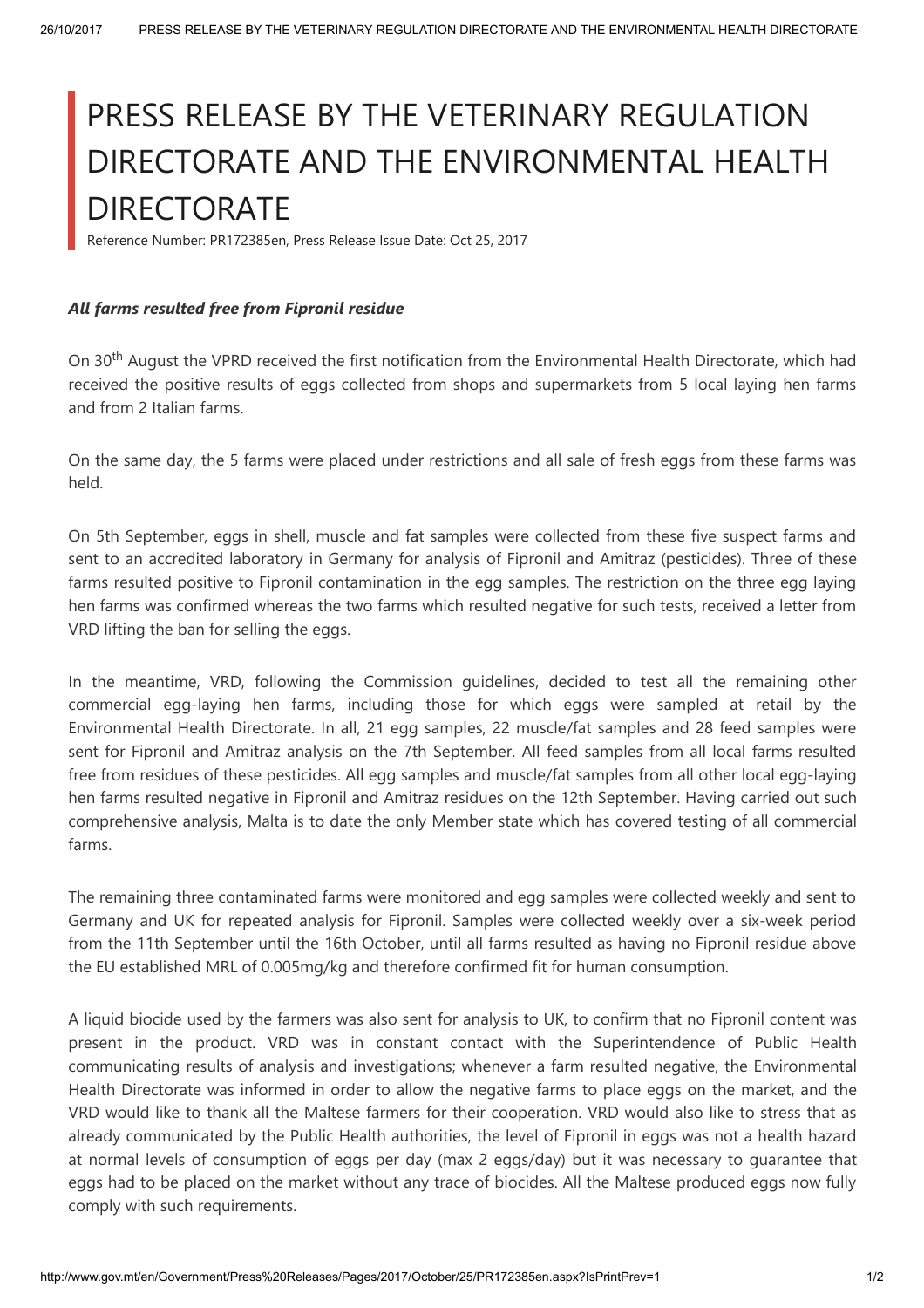# PRESS RELEASE BY THE VETERINARY REGULATION DIRECTORATE AND THE ENVIRONMENTAL HEALTH DIRECTORATE

Reference Number: PR172385en, Press Release Issue Date: Oct 25, 2017

***All farms resulted free from Fipronil residue***

On 30th August the VPRD received the first notification from the Environmental Health Directorate, which had received the positive results of eggs collected from shops and supermarkets from 5 local laying hen farms and from 2 Italian farms.

On the same day, the 5 farms were placed under restrictions and all sale of fresh eggs from these farms was held.

On 5th September, eggs in shell, muscle and fat samples were collected from these five suspect farms and sent to an accredited laboratory in Germany for analysis of Fipronil and Amitraz (pesticides). Three of these farms resulted positive to Fipronil contamination in the egg samples. The restriction on the three egg laying hen farms was confirmed whereas the two farms which resulted negative for such tests, received a letter from VRD lifting the ban for selling the eggs.

In the meantime, VRD, following the Commission guidelines, decided to test all the remaining other commercial egg-laying hen farms, including those for which eggs were sampled at retail by the Environmental Health Directorate. In all, 21 egg samples, 22 muscle/fat samples and 28 feed samples were sent for Fipronil and Amitraz analysis on the 7th September. All feed samples from all local farms resulted free from residues of these pesticides. All egg samples and muscle/fat samples from all other local egg-laying hen farms resulted negative in Fipronil and Amitraz residues on the 12th September. Having carried out such comprehensive analysis, Malta is to date the only Member state which has covered testing of all commercial farms.

The remaining three contaminated farms were monitored and egg samples were collected weekly and sent to Germany and UK for repeated analysis for Fipronil. Samples were collected weekly over a six-week period from the 11th September until the 16th October, until all farms resulted as having no Fipronil residue above the EU established MRL of 0.005mg/kg and therefore confirmed fit for human consumption.

A liquid biocide used by the farmers was also sent for analysis to UK, to confirm that no Fipronil content was present in the product. VRD was in constant contact with the Superintendence of Public Health communicating results of analysis and investigations; whenever a farm resulted negative, the Environmental Health Directorate was informed in order to allow the negative farms to place eggs on the market, and the VRD would like to thank all the Maltese farmers for their cooperation. VRD would also like to stress that as already communicated by the Public Health authorities, the level of Fipronil in eggs was not a health hazard at normal levels of consumption of eggs per day (max 2 eggs/day) but it was necessary to guarantee that eggs had to be placed on the market without any trace of biocides. All the Maltese produced eggs now fully comply with such requirements.